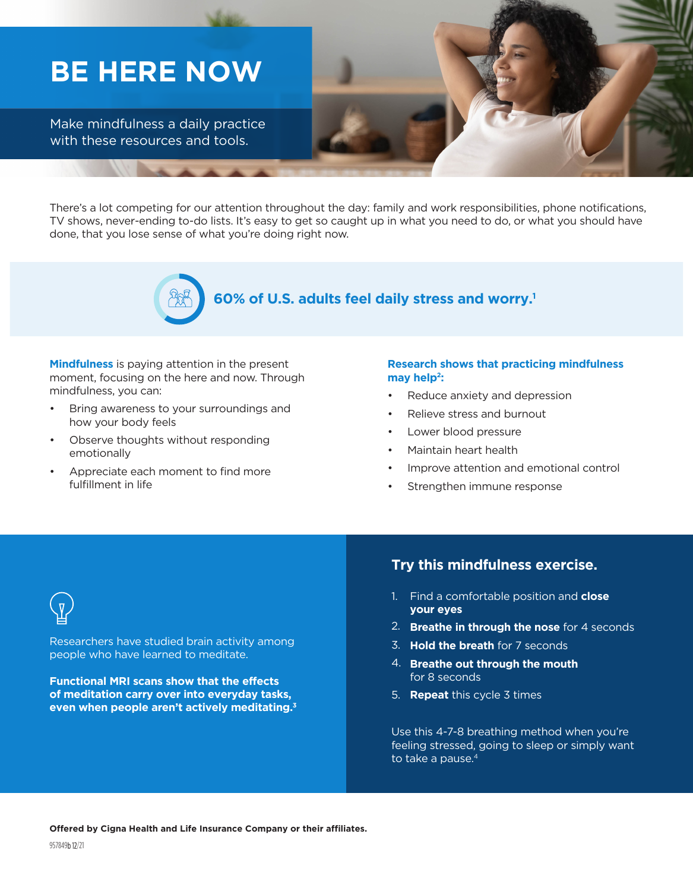# BE HERE NOW

Make mindfulness a daily practice with these resources and tools.

There's a lot competing for our attention throughout the day: family and work responsibilities, phone notifications, TV shows, never-ending to-do lists. It's easy to get so caught up in what you need to do, or what you should have done, that you lose sense of what you're doing right now.

**60% of U.S. adults feel daily stress and worry.[1]**

**Mindfulness** is paying attention in the present moment, focusing on the here and now. Through mindfulness, you can:

- Bring awareness to your surroundings and how your body feels
- Observe thoughts without responding emotionally
- Appreciate each moment to find more fulfillment in life

**Research shows that practicing mindfulness may help[2]:**

- Reduce anxiety and depression
- Relieve stress and burnout
- Lower blood pressure
- Maintain heart health
- Improve attention and emotional control
- Strengthen immune response

Researchers have studied brain activity among people who have learned to meditate.

**Functional MRI scans show that the effects of meditation carry over into everyday tasks, even when people aren't actively meditating.[3]**

## Try this mindfulness exercise.

1. Find a comfortable position and **close your eyes**
2. **Breathe in through the nose** for 4 seconds
3. **Hold the breath** for 7 seconds
4. **Breathe out through the mouth** for 8 seconds
5. **Repeat** this cycle 3 times

Use this 4-7-8 breathing method when you're feeling stressed, going to sleep or simply want to take a pause.[4]

**Offered by Cigna Health and Life Insurance Company or their affiliates.**

957849b 12/21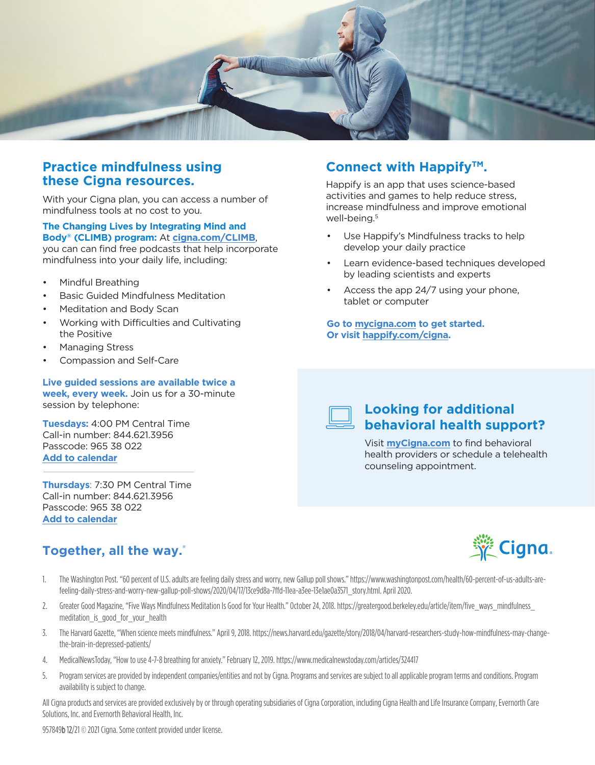## Practice mindfulness using these Cigna resources.

With your Cigna plan, you can access a number of mindfulness tools at no cost to you.

**The Changing Lives by Integrating Mind and Body® (CLIMB) program:** At cigna.com/CLIMB, you can can find free podcasts that help incorporate mindfulness into your daily life, including:

- Mindful Breathing
- Basic Guided Mindfulness Meditation
- Meditation and Body Scan
- Working with Difficulties and Cultivating the Positive
- Managing Stress
- Compassion and Self-Care

**Live guided sessions are available twice a week, every week.** Join us for a 30-minute session by telephone:

**Tuesdays:** 4:00 PM Central Time
Call-in number: 844.621.3956
Passcode: 965 38 022
Add to calendar

**Thursdays**: 7:30 PM Central Time
Call-in number: 844.621.3956
Passcode: 965 38 022
Add to calendar

## Connect with Happify™.

Happify is an app that uses science-based activities and games to help reduce stress, increase mindfulness and improve emotional well-being.[5]

- Use Happify's Mindfulness tracks to help develop your daily practice
- Learn evidence-based techniques developed by leading scientists and experts
- Access the app 24/7 using your phone, tablet or computer

**Go to mycigna.com to get started.**
**Or visit happify.com/cigna.**

### Looking for additional behavioral health support?

Visit **myCigna.com** to find behavioral health providers or schedule a telehealth counseling appointment.

**Together, all the way.®**

Cigna.

1. The Washington Post. "60 percent of U.S. adults are feeling daily stress and worry, new Gallup poll shows." https://www.washingtonpost.com/health/60-percent-of-us-adults-are-feeling-daily-stress-and-worry-new-gallup-poll-shows/2020/04/17/13ce9d8a-7ffd-11ea-a3ee-13e1ae0a3571_story.html. April 2020.
2. Greater Good Magazine, "Five Ways Mindfulness Meditation Is Good for Your Health." October 24, 2018. https://greatergood.berkeley.edu/article/item/five_ways_mindfulness_meditation_is_good_for_your_health
3. The Harvard Gazette, "When science meets mindfulness." April 9, 2018. https://news.harvard.edu/gazette/story/2018/04/harvard-researchers-study-how-mindfulness-may-change-the-brain-in-depressed-patients/
4. MedicalNewsToday, "How to use 4-7-8 breathing for anxiety." February 12, 2019. https://www.medicalnewstoday.com/articles/324417
5. Program services are provided by independent companies/entities and not by Cigna. Programs and services are subject to all applicable program terms and conditions. Program availability is subject to change.

All Cigna products and services are provided exclusively by or through operating subsidiaries of Cigna Corporation, including Cigna Health and Life Insurance Company, Evernorth Care Solutions, Inc. and Evernorth Behavioral Health, Inc.

957849b 12/21 © 2021 Cigna. Some content provided under license.